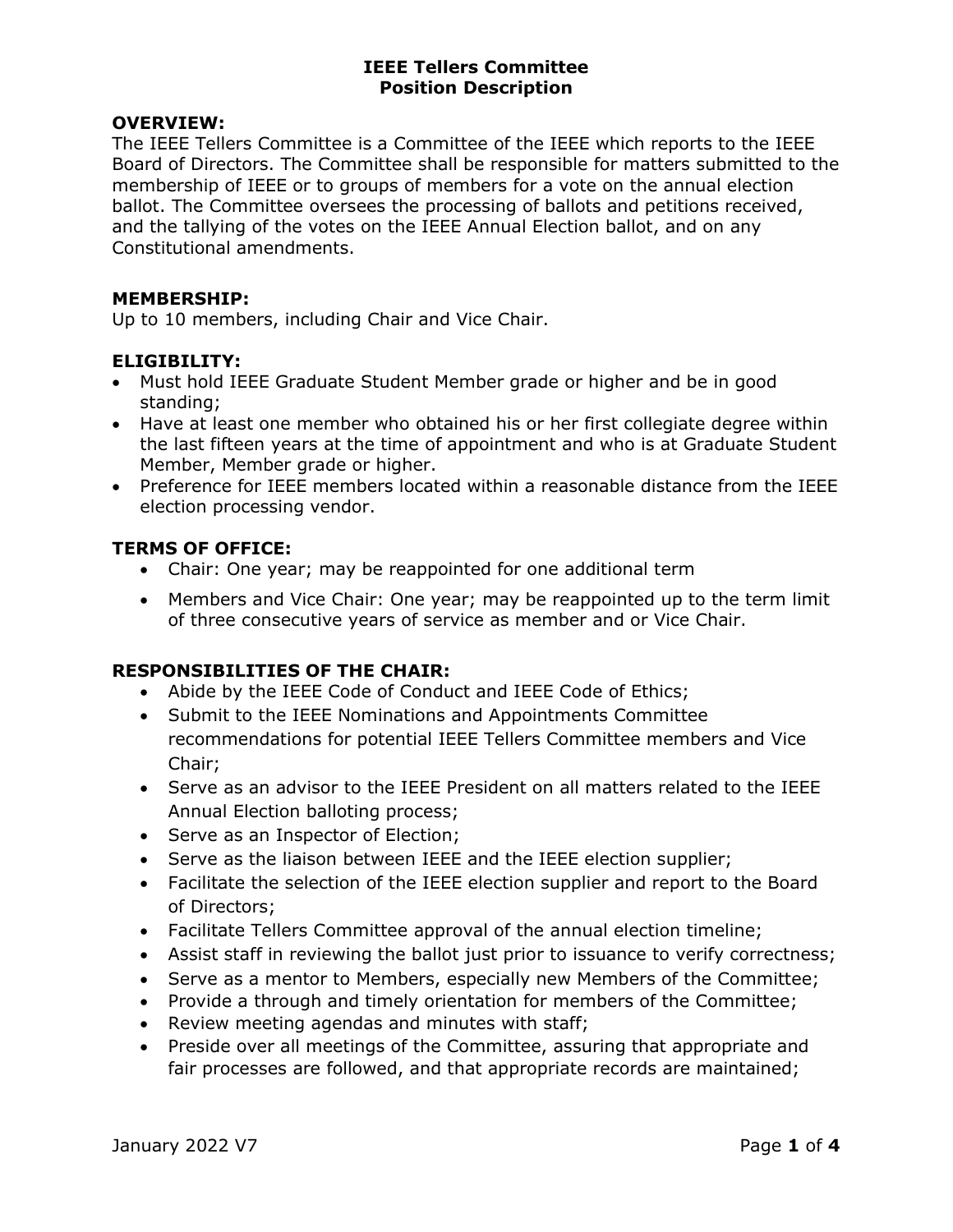# IEEE Tellers Committee
# Position Description

## OVERVIEW:

The IEEE Tellers Committee is a Committee of the IEEE which reports to the IEEE Board of Directors. The Committee shall be responsible for matters submitted to the membership of IEEE or to groups of members for a vote on the annual election ballot. The Committee oversees the processing of ballots and petitions received, and the tallying of the votes on the IEEE Annual Election ballot, and on any Constitutional amendments.

## MEMBERSHIP:

Up to 10 members, including Chair and Vice Chair.

## ELIGIBILITY:

- Must hold IEEE Graduate Student Member grade or higher and be in good standing;
- Have at least one member who obtained his or her first collegiate degree within the last fifteen years at the time of appointment and who is at Graduate Student Member, Member grade or higher.
- Preference for IEEE members located within a reasonable distance from the IEEE election processing vendor.

## TERMS OF OFFICE:

- Chair: One year; may be reappointed for one additional term
- Members and Vice Chair: One year; may be reappointed up to the term limit of three consecutive years of service as member and or Vice Chair.

## RESPONSIBILITIES OF THE CHAIR:

- Abide by the IEEE Code of Conduct and IEEE Code of Ethics;
- Submit to the IEEE Nominations and Appointments Committee recommendations for potential IEEE Tellers Committee members and Vice Chair;
- Serve as an advisor to the IEEE President on all matters related to the IEEE Annual Election balloting process;
- Serve as an Inspector of Election;
- Serve as the liaison between IEEE and the IEEE election supplier;
- Facilitate the selection of the IEEE election supplier and report to the Board of Directors;
- Facilitate Tellers Committee approval of the annual election timeline;
- Assist staff in reviewing the ballot just prior to issuance to verify correctness;
- Serve as a mentor to Members, especially new Members of the Committee;
- Provide a through and timely orientation for members of the Committee;
- Review meeting agendas and minutes with staff;
- Preside over all meetings of the Committee, assuring that appropriate and fair processes are followed, and that appropriate records are maintained;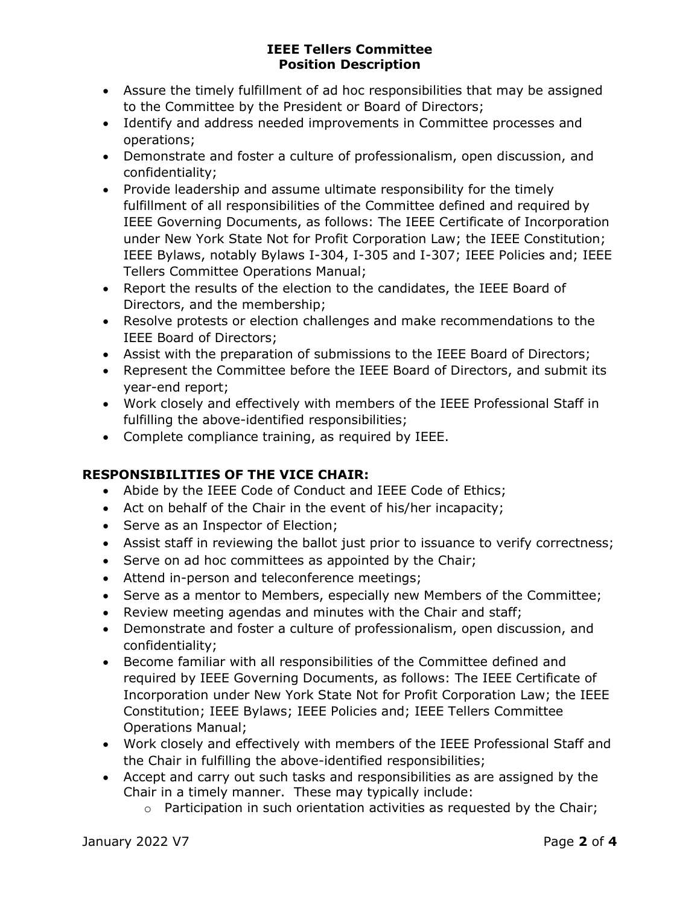- Assure the timely fulfillment of ad hoc responsibilities that may be assigned to the Committee by the President or Board of Directors;
- Identify and address needed improvements in Committee processes and operations;
- Demonstrate and foster a culture of professionalism, open discussion, and confidentiality;
- Provide leadership and assume ultimate responsibility for the timely fulfillment of all responsibilities of the Committee defined and required by IEEE Governing Documents, as follows: The IEEE Certificate of Incorporation under New York State Not for Profit Corporation Law; the IEEE Constitution; IEEE Bylaws, notably Bylaws I-304, I-305 and I-307; IEEE Policies and; IEEE Tellers Committee Operations Manual;
- Report the results of the election to the candidates, the IEEE Board of Directors, and the membership;
- Resolve protests or election challenges and make recommendations to the IEEE Board of Directors;
- Assist with the preparation of submissions to the IEEE Board of Directors;
- Represent the Committee before the IEEE Board of Directors, and submit its year-end report;
- Work closely and effectively with members of the IEEE Professional Staff in fulfilling the above-identified responsibilities;
- Complete compliance training, as required by IEEE.

## RESPONSIBILITIES OF THE VICE CHAIR:

- Abide by the IEEE Code of Conduct and IEEE Code of Ethics;
- Act on behalf of the Chair in the event of his/her incapacity;
- Serve as an Inspector of Election;
- Assist staff in reviewing the ballot just prior to issuance to verify correctness;
- Serve on ad hoc committees as appointed by the Chair;
- Attend in-person and teleconference meetings;
- Serve as a mentor to Members, especially new Members of the Committee;
- Review meeting agendas and minutes with the Chair and staff;
- Demonstrate and foster a culture of professionalism, open discussion, and confidentiality;
- Become familiar with all responsibilities of the Committee defined and required by IEEE Governing Documents, as follows: The IEEE Certificate of Incorporation under New York State Not for Profit Corporation Law; the IEEE Constitution; IEEE Bylaws; IEEE Policies and; IEEE Tellers Committee Operations Manual;
- Work closely and effectively with members of the IEEE Professional Staff and the Chair in fulfilling the above-identified responsibilities;
- Accept and carry out such tasks and responsibilities as are assigned by the Chair in a timely manner. These may typically include:
  - Participation in such orientation activities as requested by the Chair;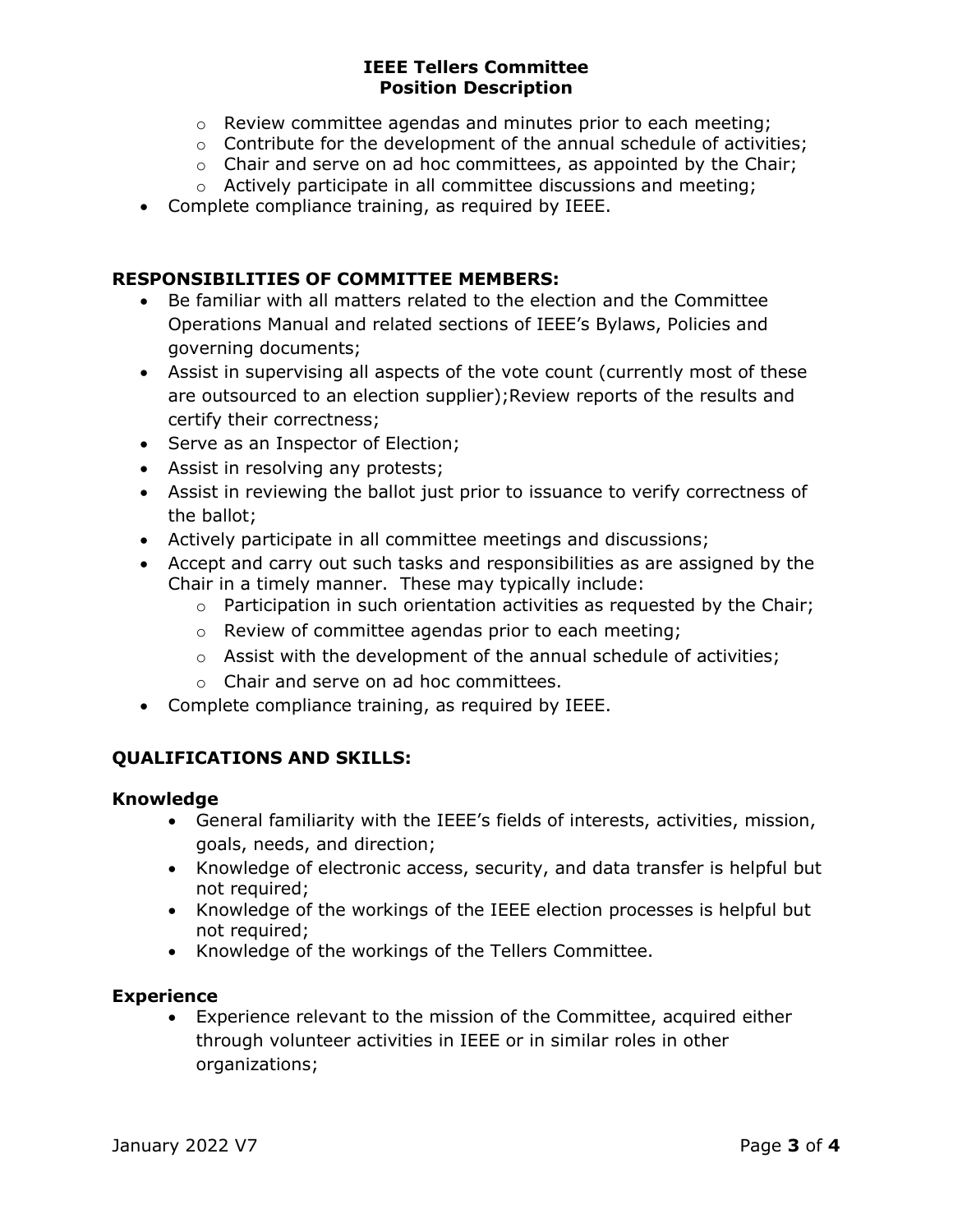- Review committee agendas and minutes prior to each meeting;
  - Contribute for the development of the annual schedule of activities;
  - Chair and serve on ad hoc committees, as appointed by the Chair;
  - Actively participate in all committee discussions and meeting;
- Complete compliance training, as required by IEEE.

## RESPONSIBILITIES OF COMMITTEE MEMBERS:

- Be familiar with all matters related to the election and the Committee Operations Manual and related sections of IEEE's Bylaws, Policies and governing documents;
- Assist in supervising all aspects of the vote count (currently most of these are outsourced to an election supplier);Review reports of the results and certify their correctness;
- Serve as an Inspector of Election;
- Assist in resolving any protests;
- Assist in reviewing the ballot just prior to issuance to verify correctness of the ballot;
- Actively participate in all committee meetings and discussions;
- Accept and carry out such tasks and responsibilities as are assigned by the Chair in a timely manner. These may typically include:
  - Participation in such orientation activities as requested by the Chair;
  - Review of committee agendas prior to each meeting;
  - Assist with the development of the annual schedule of activities;
  - Chair and serve on ad hoc committees.
- Complete compliance training, as required by IEEE.

## QUALIFICATIONS AND SKILLS:

### Knowledge

- General familiarity with the IEEE's fields of interests, activities, mission, goals, needs, and direction;
- Knowledge of electronic access, security, and data transfer is helpful but not required;
- Knowledge of the workings of the IEEE election processes is helpful but not required;
- Knowledge of the workings of the Tellers Committee.

### Experience

- Experience relevant to the mission of the Committee, acquired either through volunteer activities in IEEE or in similar roles in other organizations;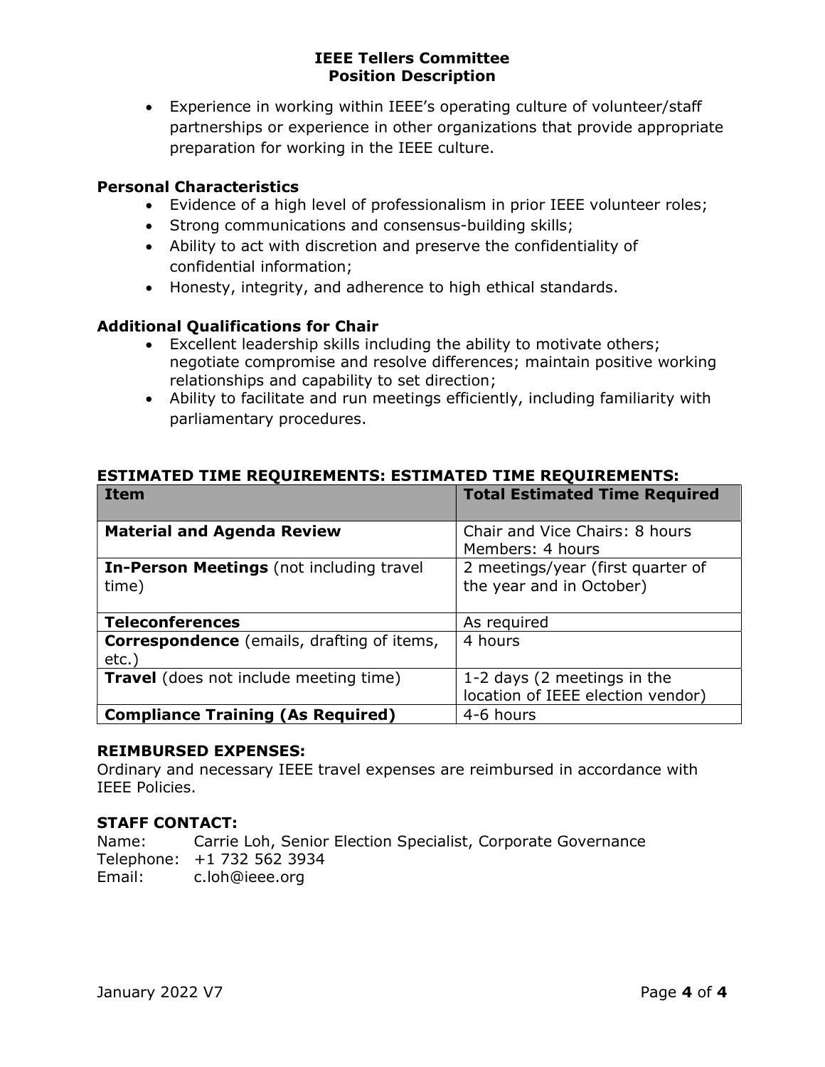- Experience in working within IEEE's operating culture of volunteer/staff partnerships or experience in other organizations that provide appropriate preparation for working in the IEEE culture.

### Personal Characteristics

- Evidence of a high level of professionalism in prior IEEE volunteer roles;
- Strong communications and consensus-building skills;
- Ability to act with discretion and preserve the confidentiality of confidential information;
- Honesty, integrity, and adherence to high ethical standards.

### Additional Qualifications for Chair

- Excellent leadership skills including the ability to motivate others; negotiate compromise and resolve differences; maintain positive working relationships and capability to set direction;
- Ability to facilitate and run meetings efficiently, including familiarity with parliamentary procedures.

### ESTIMATED TIME REQUIREMENTS: ESTIMATED TIME REQUIREMENTS:

| Item | Total Estimated Time Required |
|---|---|
| **Material and Agenda Review** | Chair and Vice Chairs: 8 hours<br>Members: 4 hours |
| **In-Person Meetings** (not including travel time) | 2 meetings/year (first quarter of the year and in October) |
| **Teleconferences** | As required |
| **Correspondence** (emails, drafting of items, etc.) | 4 hours |
| **Travel** (does not include meeting time) | 1-2 days (2 meetings in the location of IEEE election vendor) |
| **Compliance Training (As Required)** | 4-6 hours |

### REIMBURSED EXPENSES:

Ordinary and necessary IEEE travel expenses are reimbursed in accordance with IEEE Policies.

### STAFF CONTACT:

Name: Carrie Loh, Senior Election Specialist, Corporate Governance
Telephone: +1 732 562 3934
Email: c.loh@ieee.org

January 2022 V7